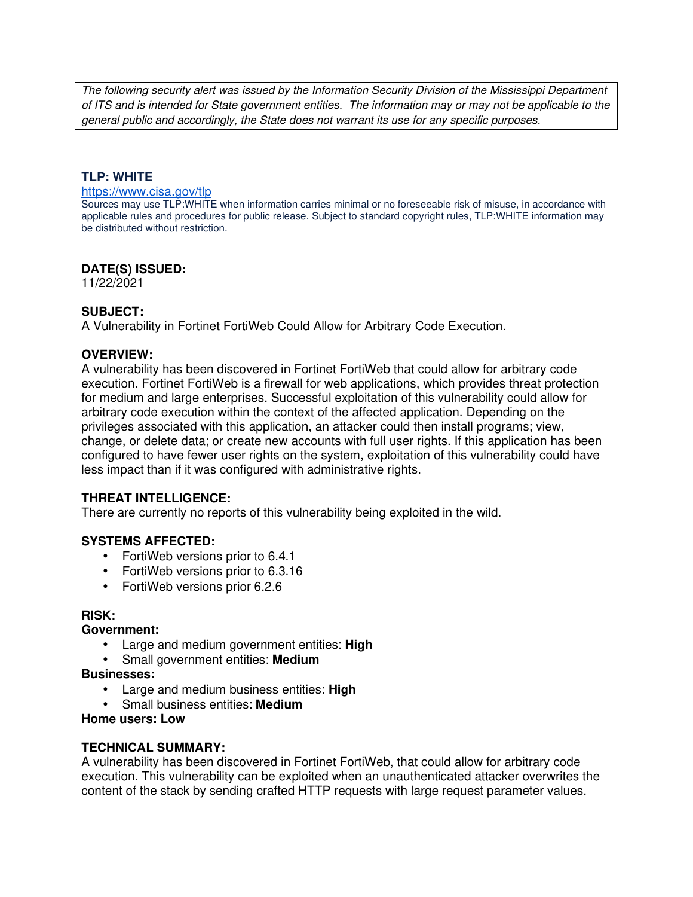*The following security alert was issued by the Information Security Division of the Mississippi Department of ITS and is intended for State government entities. The information may or may not be applicable to the general public and accordingly, the State does not warrant its use for any specific purposes.*

**TLP: WHITE**

https://www.cisa.gov/tlp

Sources may use TLP:WHITE when information carries minimal or no foreseeable risk of misuse, in accordance with applicable rules and procedures for public release. Subject to standard copyright rules, TLP:WHITE information may be distributed without restriction.

**DATE(S) ISSUED:**

11/22/2021

**SUBJECT:**

A Vulnerability in Fortinet FortiWeb Could Allow for Arbitrary Code Execution.

**OVERVIEW:**

A vulnerability has been discovered in Fortinet FortiWeb that could allow for arbitrary code execution. Fortinet FortiWeb is a firewall for web applications, which provides threat protection for medium and large enterprises. Successful exploitation of this vulnerability could allow for arbitrary code execution within the context of the affected application. Depending on the privileges associated with this application, an attacker could then install programs; view, change, or delete data; or create new accounts with full user rights. If this application has been configured to have fewer user rights on the system, exploitation of this vulnerability could have less impact than if it was configured with administrative rights.

**THREAT INTELLIGENCE:**

There are currently no reports of this vulnerability being exploited in the wild.

**SYSTEMS AFFECTED:**

- FortiWeb versions prior to 6.4.1
- FortiWeb versions prior to 6.3.16
- FortiWeb versions prior 6.2.6

**RISK:**

**Government:**

- Large and medium government entities: **High**
- Small government entities: **Medium**

**Businesses:**

- Large and medium business entities: **High**
- Small business entities: **Medium**

**Home users: Low**

**TECHNICAL SUMMARY:**

A vulnerability has been discovered in Fortinet FortiWeb, that could allow for arbitrary code execution. This vulnerability can be exploited when an unauthenticated attacker overwrites the content of the stack by sending crafted HTTP requests with large request parameter values.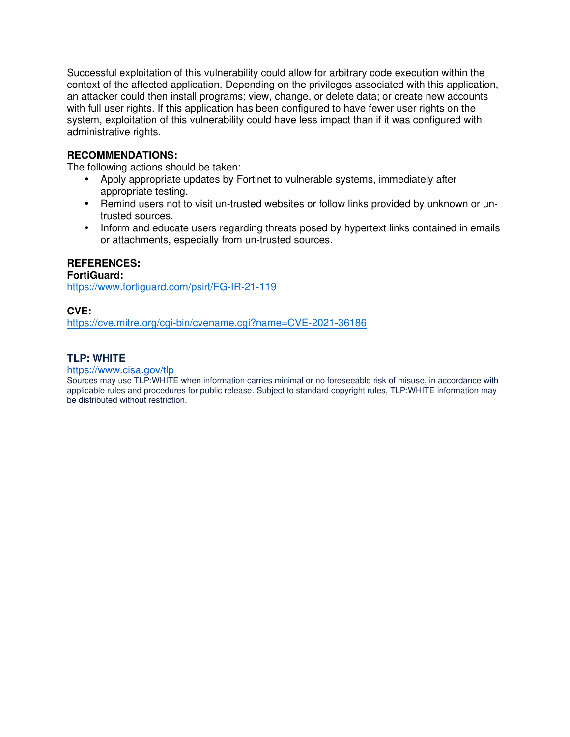Successful exploitation of this vulnerability could allow for arbitrary code execution within the context of the affected application. Depending on the privileges associated with this application, an attacker could then install programs; view, change, or delete data; or create new accounts with full user rights. If this application has been configured to have fewer user rights on the system, exploitation of this vulnerability could have less impact than if it was configured with administrative rights.

**RECOMMENDATIONS:**
The following actions should be taken:

- Apply appropriate updates by Fortinet to vulnerable systems, immediately after appropriate testing.
- Remind users not to visit un-trusted websites or follow links provided by unknown or un-trusted sources.
- Inform and educate users regarding threats posed by hypertext links contained in emails or attachments, especially from un-trusted sources.

**REFERENCES:**
**FortiGuard:**
https://www.fortiguard.com/psirt/FG-IR-21-119

**CVE:**
https://cve.mitre.org/cgi-bin/cvename.cgi?name=CVE-2021-36186

**TLP: WHITE**
https://www.cisa.gov/tlp
Sources may use TLP:WHITE when information carries minimal or no foreseeable risk of misuse, in accordance with applicable rules and procedures for public release. Subject to standard copyright rules, TLP:WHITE information may be distributed without restriction.